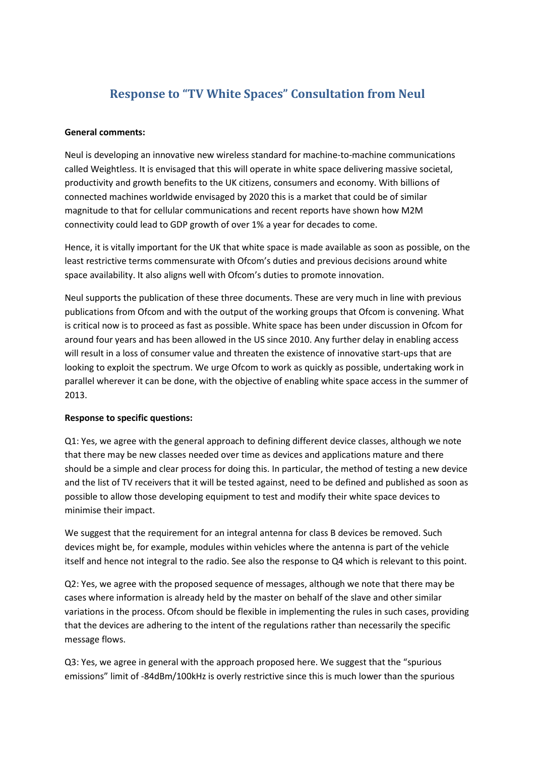# Response to "TV White Spaces" Consultation from Neul

**General comments:**

Neul is developing an innovative new wireless standard for machine-to-machine communications called Weightless. It is envisaged that this will operate in white space delivering massive societal, productivity and growth benefits to the UK citizens, consumers and economy. With billions of connected machines worldwide envisaged by 2020 this is a market that could be of similar magnitude to that for cellular communications and recent reports have shown how M2M connectivity could lead to GDP growth of over 1% a year for decades to come.

Hence, it is vitally important for the UK that white space is made available as soon as possible, on the least restrictive terms commensurate with Ofcom's duties and previous decisions around white space availability. It also aligns well with Ofcom's duties to promote innovation.

Neul supports the publication of these three documents. These are very much in line with previous publications from Ofcom and with the output of the working groups that Ofcom is convening. What is critical now is to proceed as fast as possible. White space has been under discussion in Ofcom for around four years and has been allowed in the US since 2010. Any further delay in enabling access will result in a loss of consumer value and threaten the existence of innovative start-ups that are looking to exploit the spectrum. We urge Ofcom to work as quickly as possible, undertaking work in parallel wherever it can be done, with the objective of enabling white space access in the summer of 2013.

**Response to specific questions:**

Q1: Yes, we agree with the general approach to defining different device classes, although we note that there may be new classes needed over time as devices and applications mature and there should be a simple and clear process for doing this. In particular, the method of testing a new device and the list of TV receivers that it will be tested against, need to be defined and published as soon as possible to allow those developing equipment to test and modify their white space devices to minimise their impact.

We suggest that the requirement for an integral antenna for class B devices be removed. Such devices might be, for example, modules within vehicles where the antenna is part of the vehicle itself and hence not integral to the radio. See also the response to Q4 which is relevant to this point.

Q2: Yes, we agree with the proposed sequence of messages, although we note that there may be cases where information is already held by the master on behalf of the slave and other similar variations in the process. Ofcom should be flexible in implementing the rules in such cases, providing that the devices are adhering to the intent of the regulations rather than necessarily the specific message flows.

Q3: Yes, we agree in general with the approach proposed here. We suggest that the "spurious emissions" limit of -84dBm/100kHz is overly restrictive since this is much lower than the spurious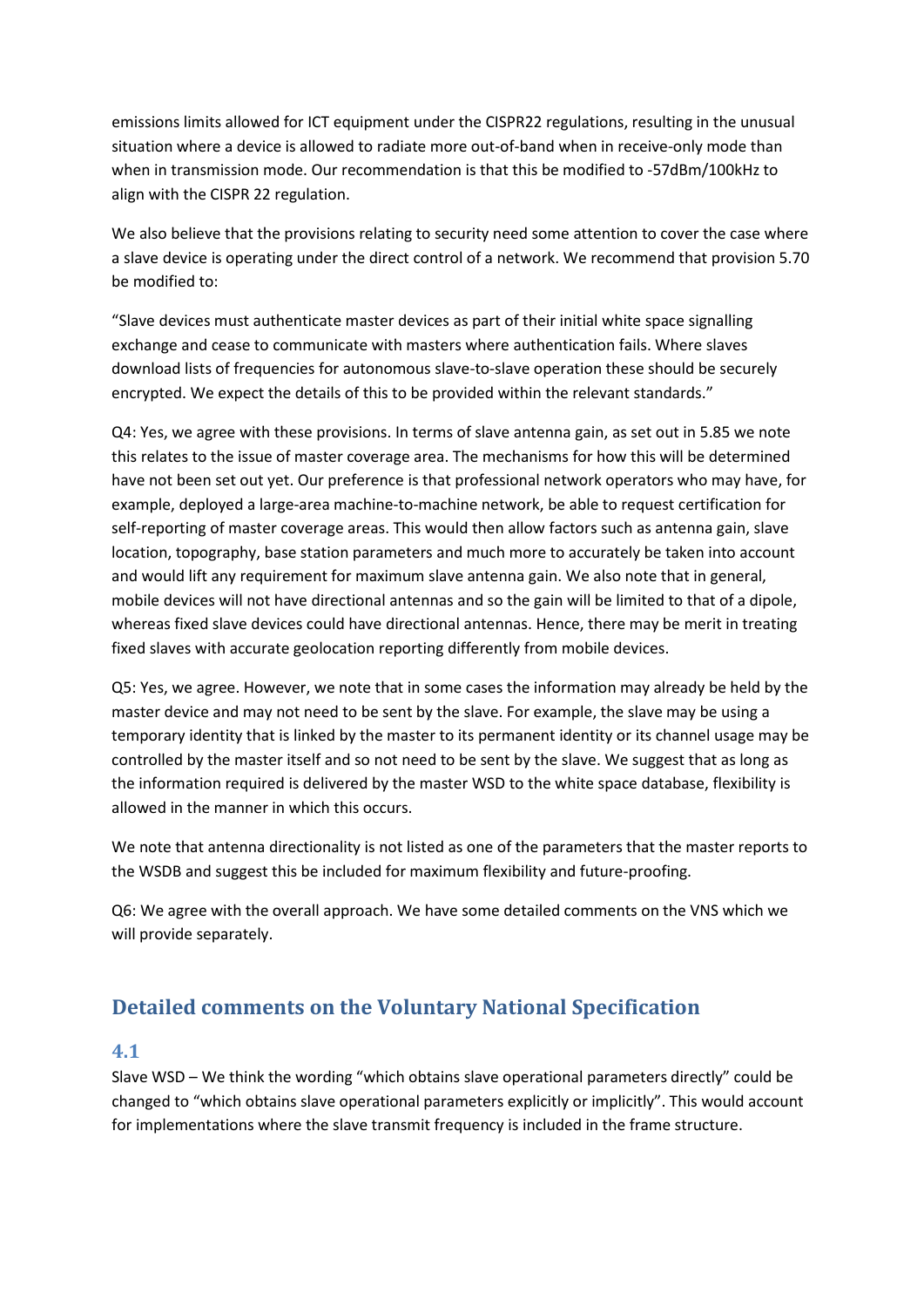emissions limits allowed for ICT equipment under the CISPR22 regulations, resulting in the unusual situation where a device is allowed to radiate more out-of-band when in receive-only mode than when in transmission mode. Our recommendation is that this be modified to -57dBm/100kHz to align with the CISPR 22 regulation.

We also believe that the provisions relating to security need some attention to cover the case where a slave device is operating under the direct control of a network. We recommend that provision 5.70 be modified to:

"Slave devices must authenticate master devices as part of their initial white space signalling exchange and cease to communicate with masters where authentication fails. Where slaves download lists of frequencies for autonomous slave-to-slave operation these should be securely encrypted. We expect the details of this to be provided within the relevant standards."

Q4: Yes, we agree with these provisions. In terms of slave antenna gain, as set out in 5.85 we note this relates to the issue of master coverage area. The mechanisms for how this will be determined have not been set out yet. Our preference is that professional network operators who may have, for example, deployed a large-area machine-to-machine network, be able to request certification for self-reporting of master coverage areas. This would then allow factors such as antenna gain, slave location, topography, base station parameters and much more to accurately be taken into account and would lift any requirement for maximum slave antenna gain. We also note that in general, mobile devices will not have directional antennas and so the gain will be limited to that of a dipole, whereas fixed slave devices could have directional antennas. Hence, there may be merit in treating fixed slaves with accurate geolocation reporting differently from mobile devices.

Q5: Yes, we agree. However, we note that in some cases the information may already be held by the master device and may not need to be sent by the slave. For example, the slave may be using a temporary identity that is linked by the master to its permanent identity or its channel usage may be controlled by the master itself and so not need to be sent by the slave. We suggest that as long as the information required is delivered by the master WSD to the white space database, flexibility is allowed in the manner in which this occurs.

We note that antenna directionality is not listed as one of the parameters that the master reports to the WSDB and suggest this be included for maximum flexibility and future-proofing.

Q6: We agree with the overall approach. We have some detailed comments on the VNS which we will provide separately.

## Detailed comments on the Voluntary National Specification

### 4.1

Slave WSD – We think the wording "which obtains slave operational parameters directly" could be changed to "which obtains slave operational parameters explicitly or implicitly". This would account for implementations where the slave transmit frequency is included in the frame structure.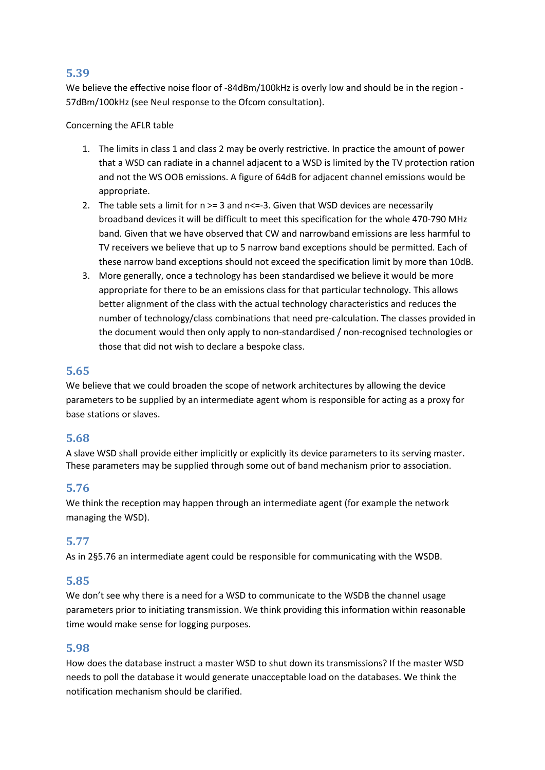### 5.39

We believe the effective noise floor of -84dBm/100kHz is overly low and should be in the region -57dBm/100kHz (see Neul response to the Ofcom consultation).

Concerning the AFLR table

1. The limits in class 1 and class 2 may be overly restrictive. In practice the amount of power that a WSD can radiate in a channel adjacent to a WSD is limited by the TV protection ration and not the WS OOB emissions. A figure of 64dB for adjacent channel emissions would be appropriate.
2. The table sets a limit for n >= 3 and n<=-3. Given that WSD devices are necessarily broadband devices it will be difficult to meet this specification for the whole 470-790 MHz band. Given that we have observed that CW and narrowband emissions are less harmful to TV receivers we believe that up to 5 narrow band exceptions should be permitted. Each of these narrow band exceptions should not exceed the specification limit by more than 10dB.
3. More generally, once a technology has been standardised we believe it would be more appropriate for there to be an emissions class for that particular technology. This allows better alignment of the class with the actual technology characteristics and reduces the number of technology/class combinations that need pre-calculation. The classes provided in the document would then only apply to non-standardised / non-recognised technologies or those that did not wish to declare a bespoke class.

### 5.65

We believe that we could broaden the scope of network architectures by allowing the device parameters to be supplied by an intermediate agent whom is responsible for acting as a proxy for base stations or slaves.

### 5.68

A slave WSD shall provide either implicitly or explicitly its device parameters to its serving master. These parameters may be supplied through some out of band mechanism prior to association.

### 5.76

We think the reception may happen through an intermediate agent (for example the network managing the WSD).

### 5.77

As in 2§5.76 an intermediate agent could be responsible for communicating with the WSDB.

### 5.85

We don't see why there is a need for a WSD to communicate to the WSDB the channel usage parameters prior to initiating transmission. We think providing this information within reasonable time would make sense for logging purposes.

### 5.98

How does the database instruct a master WSD to shut down its transmissions? If the master WSD needs to poll the database it would generate unacceptable load on the databases. We think the notification mechanism should be clarified.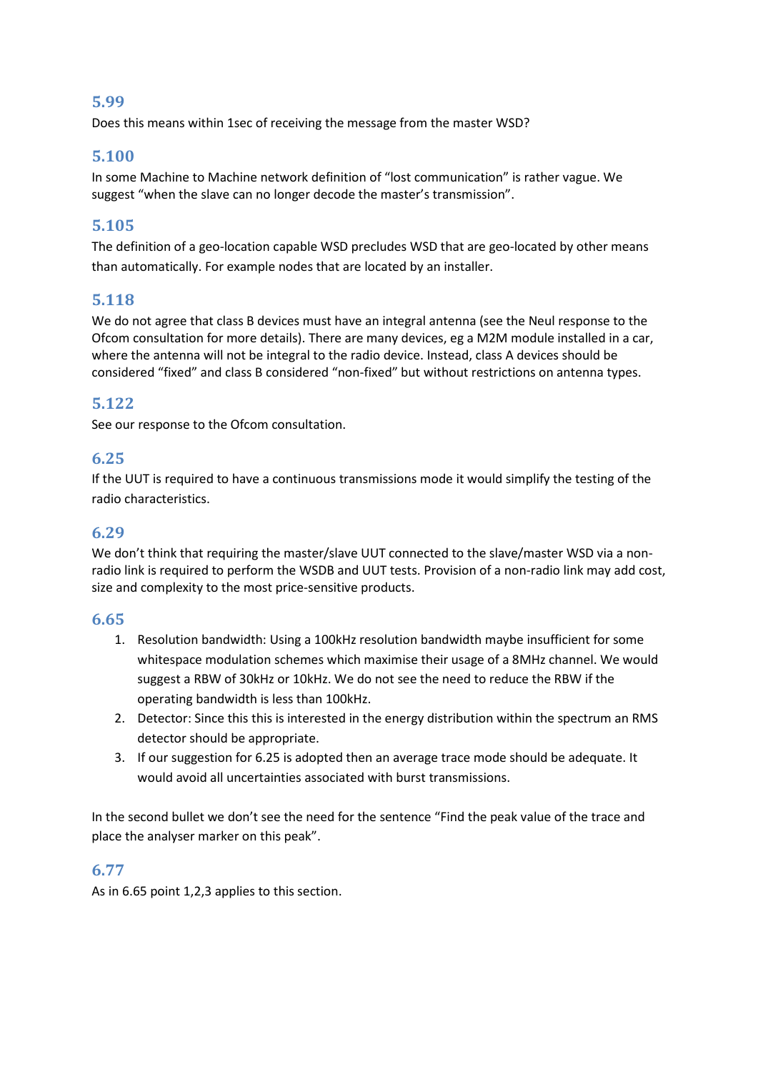## 5.99

Does this means within 1sec of receiving the message from the master WSD?

## 5.100

In some Machine to Machine network definition of "lost communication" is rather vague. We suggest "when the slave can no longer decode the master's transmission".

## 5.105

The definition of a geo-location capable WSD precludes WSD that are geo-located by other means than automatically. For example nodes that are located by an installer.

## 5.118

We do not agree that class B devices must have an integral antenna (see the Neul response to the Ofcom consultation for more details). There are many devices, eg a M2M module installed in a car, where the antenna will not be integral to the radio device. Instead, class A devices should be considered "fixed" and class B considered "non-fixed" but without restrictions on antenna types.

## 5.122

See our response to the Ofcom consultation.

## 6.25

If the UUT is required to have a continuous transmissions mode it would simplify the testing of the radio characteristics.

## 6.29

We don't think that requiring the master/slave UUT connected to the slave/master WSD via a non-radio link is required to perform the WSDB and UUT tests. Provision of a non-radio link may add cost, size and complexity to the most price-sensitive products.

## 6.65

1. Resolution bandwidth: Using a 100kHz resolution bandwidth maybe insufficient for some whitespace modulation schemes which maximise their usage of a 8MHz channel. We would suggest a RBW of 30kHz or 10kHz. We do not see the need to reduce the RBW if the operating bandwidth is less than 100kHz.
2. Detector: Since this this is interested in the energy distribution within the spectrum an RMS detector should be appropriate.
3. If our suggestion for 6.25 is adopted then an average trace mode should be adequate. It would avoid all uncertainties associated with burst transmissions.

In the second bullet we don't see the need for the sentence "Find the peak value of the trace and place the analyser marker on this peak".

## 6.77

As in 6.65 point 1,2,3 applies to this section.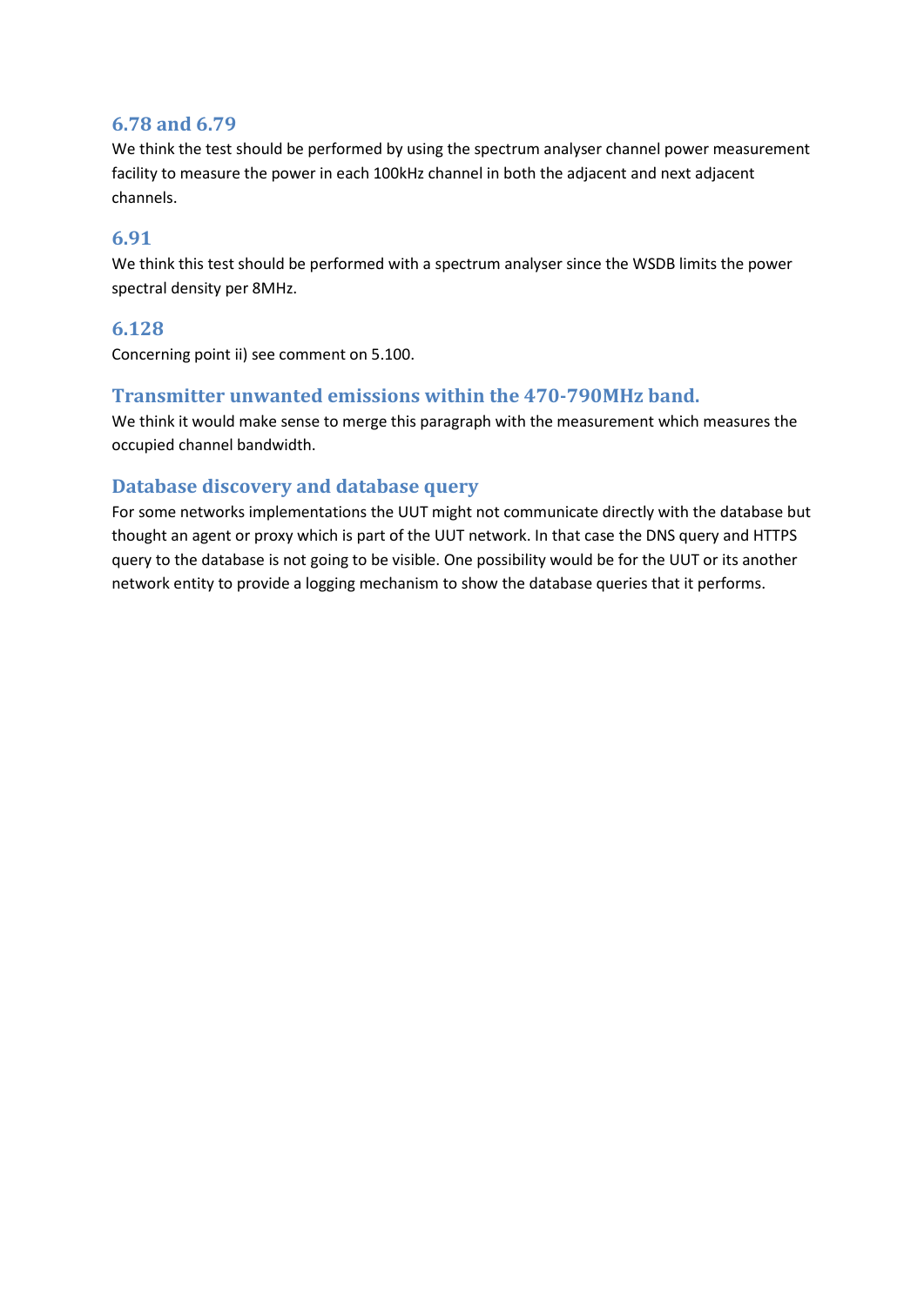## 6.78 and 6.79

We think the test should be performed by using the spectrum analyser channel power measurement facility to measure the power in each 100kHz channel in both the adjacent and next adjacent channels.

## 6.91

We think this test should be performed with a spectrum analyser since the WSDB limits the power spectral density per 8MHz.

## 6.128

Concerning point ii) see comment on 5.100.

## Transmitter unwanted emissions within the 470-790MHz band.

We think it would make sense to merge this paragraph with the measurement which measures the occupied channel bandwidth.

## Database discovery and database query

For some networks implementations the UUT might not communicate directly with the database but thought an agent or proxy which is part of the UUT network. In that case the DNS query and HTTPS query to the database is not going to be visible. One possibility would be for the UUT or its another network entity to provide a logging mechanism to show the database queries that it performs.